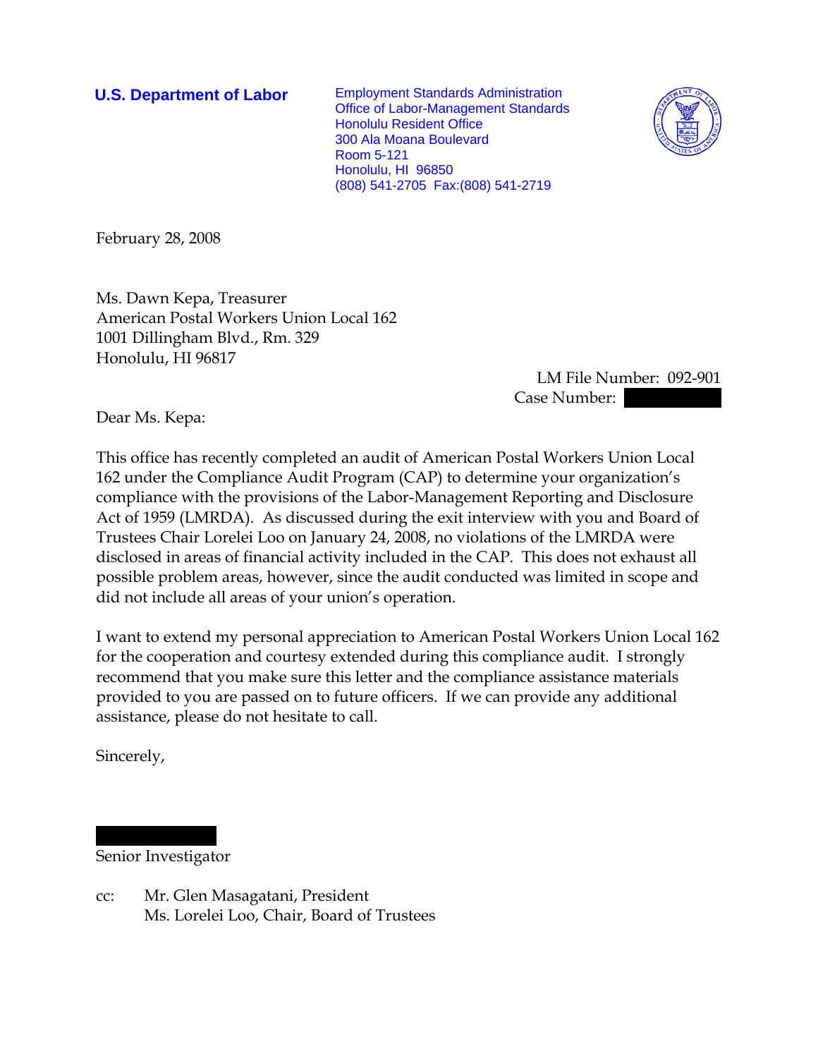**U.S. Department of Labor**

Employment Standards Administration
Office of Labor-Management Standards
Honolulu Resident Office
300 Ala Moana Boulevard
Room 5-121
Honolulu, HI 96850
(808) 541-2705 Fax:(808) 541-2719

February 28, 2008

Ms. Dawn Kepa, Treasurer
American Postal Workers Union Local 162
1001 Dillingham Blvd., Rm. 329
Honolulu, HI 96817

LM File Number: 092-901
Case Number: 

Dear Ms. Kepa:

This office has recently completed an audit of American Postal Workers Union Local 162 under the Compliance Audit Program (CAP) to determine your organization's compliance with the provisions of the Labor-Management Reporting and Disclosure Act of 1959 (LMRDA). As discussed during the exit interview with you and Board of Trustees Chair Lorelei Loo on January 24, 2008, no violations of the LMRDA were disclosed in areas of financial activity included in the CAP. This does not exhaust all possible problem areas, however, since the audit conducted was limited in scope and did not include all areas of your union's operation.

I want to extend my personal appreciation to American Postal Workers Union Local 162 for the cooperation and courtesy extended during this compliance audit. I strongly recommend that you make sure this letter and the compliance assistance materials provided to you are passed on to future officers. If we can provide any additional assistance, please do not hesitate to call.

Sincerely,

Senior Investigator

cc: Mr. Glen Masagatani, President
Ms. Lorelei Loo, Chair, Board of Trustees